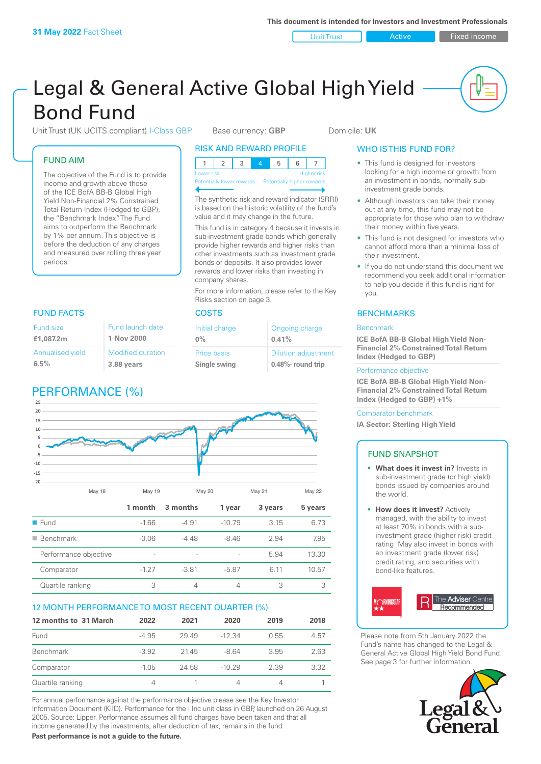**31 May 2022** Fact Sheet

This document is intended for Investors and Investment Professionals

Unit Trust | Active | Fixed income

# Legal & General Active Global High Yield Bond Fund

Unit Trust (UK UCITS compliant) I-Class GBP | Base currency: **GBP** | Domicile: **UK**

## FUND AIM

The objective of the Fund is to provide income and growth above those of the ICE BofA BB-B Global High Yield Non-Financial 2% Constrained Total Return Index (Hedged to GBP), the "Benchmark Index". The Fund aims to outperform the Benchmark by 1% per annum. This objective is before the deduction of any charges and measured over rolling three year periods.

## RISK AND REWARD PROFILE

| 1 | 2 | 3 | **4** | 5 | 6 | 7 |
|---|---|---|---|---|---|---|

Lower risk — Potentially lower rewards | Higher risk — Potentially higher rewards

The synthetic risk and reward indicator (SRRI) is based on the historic volatility of the fund's value and it may change in the future.

This fund is in category 4 because it invests in sub-investment grade bonds which generally provide higher rewards and higher risks than other investments such as investment grade bonds or deposits. It also provides lower rewards and lower risks than investing in company shares.

For more information, please refer to the Key Risks section on page 3.

## WHO IS THIS FUND FOR?

- This fund is designed for investors looking for a high income or growth from an investment in bonds, normally sub-investment grade bonds.
- Although investors can take their money out at any time, this fund may not be appropriate for those who plan to withdraw their money within five years.
- This fund is not designed for investors who cannot afford more than a minimal loss of their investment.
- If you do not understand this document we recommend you seek additional information to help you decide if this fund is right for you.

## FUND FACTS

| Fund size | Fund launch date |
|---|---|
| **£1,087.2m** | **1 Nov 2000** |
| **Annualised yield** | **Modified duration** |
| **6.5%** | **3.88 years** |

## COSTS

| Initial charge | Ongoing charge |
|---|---|
| **0%** | **0.41%** |
| **Price basis** | **Dilution adjustment** |
| **Single swing** | **0.48%- round trip** |

## BENCHMARKS

**Benchmark**

**ICE BofA BB-B Global High Yield Non-Financial 2% Constrained Total Return Index (Hedged to GBP)**

**Performance objective**

**ICE BofA BB-B Global High Yield Non-Financial 2% Constrained Total Return Index (Hedged to GBP) +1%**

**Comparator benchmark**

**IA Sector: Sterling High Yield**

## PERFORMANCE (%)

|  | 1 month | 3 months | 1 year | 3 years | 5 years |
|---|---|---|---|---|---|
| Fund | -1.66 | -4.91 | -10.79 | 3.15 | 6.73 |
| Benchmark | -0.06 | -4.48 | -8.46 | 2.94 | 7.95 |
| Performance objective | - | - | - | 5.94 | 13.30 |
| Comparator | -1.27 | -3.81 | -5.87 | 6.11 | 10.57 |
| Quartile ranking | 3 | 4 | 4 | 3 | 3 |

## 12 MONTH PERFORMANCE TO MOST RECENT QUARTER (%)

| 12 months to 31 March | 2022 | 2021 | 2020 | 2019 | 2018 |
|---|---|---|---|---|---|
| Fund | -4.95 | 29.49 | -12.34 | 0.55 | 4.57 |
| Benchmark | -3.92 | 21.45 | -8.64 | 3.95 | 2.63 |
| Comparator | -1.05 | 24.58 | -10.29 | 2.39 | 3.32 |
| Quartile ranking | 4 | 1 | 4 | 4 | 1 |

For annual performance against the performance objective please see the Key Investor Information Document (KIID). Performance for the I Inc unit class in GBP, launched on 26 August 2005. Source: Lipper. Performance assumes all fund charges have been taken and that all income generated by the investments, after deduction of tax, remains in the fund.

**Past performance is not a guide to the future.**

## FUND SNAPSHOT

- **What does it invest in?** Invests in sub-investment grade (or high yield) bonds issued by companies around the world.
- **How does it invest?** Actively managed, with the ability to invest at least 70% in bonds with a sub-investment grade (higher risk) credit rating. May also invest in bonds with an investment grade (lower risk) credit rating, and securities with bond-like features.

Please note from 5th January 2022 the Fund's name has changed to the Legal & General Active Global High Yield Bond Fund. See page 3 for further information.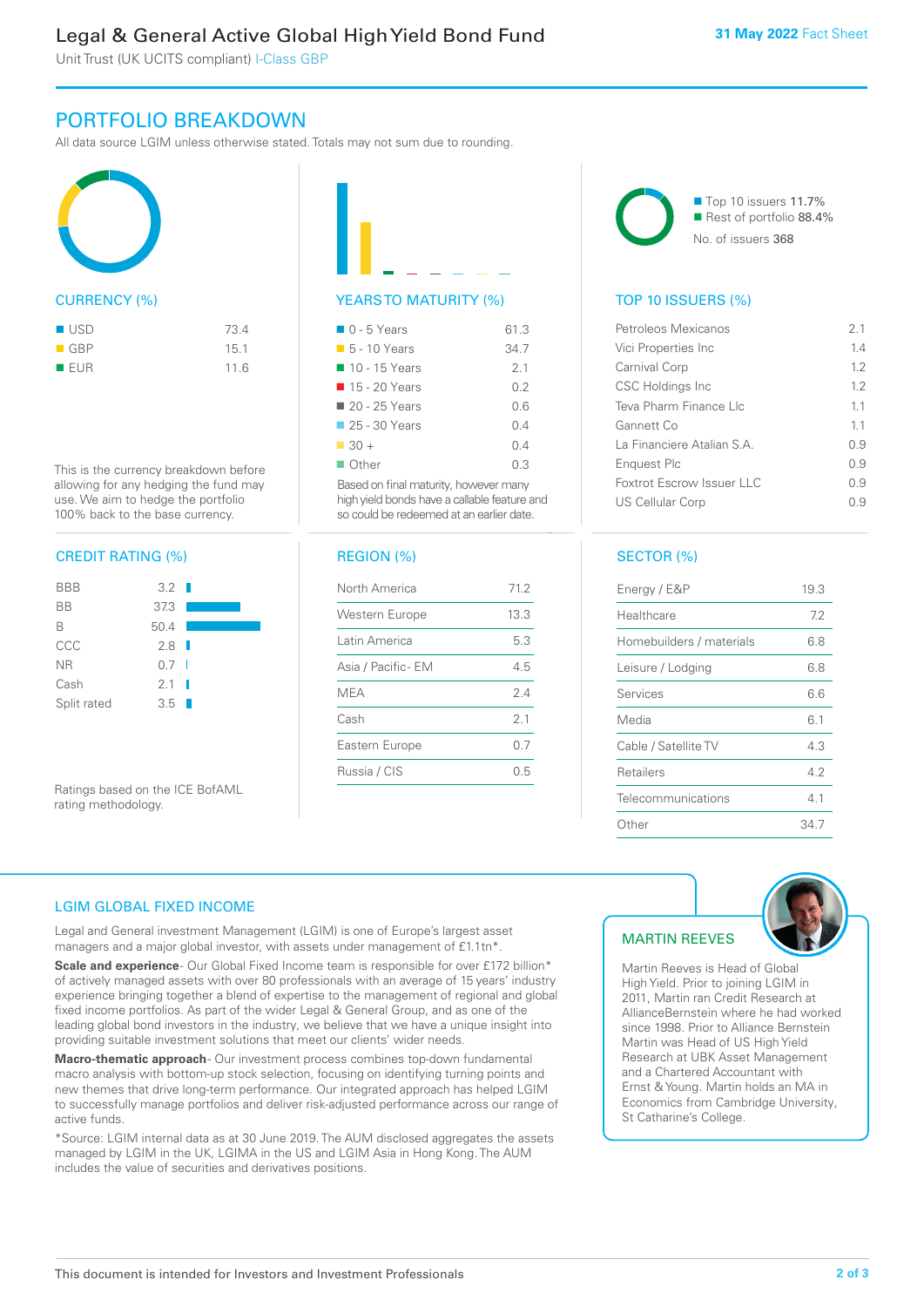# Legal & General Active Global High Yield Bond Fund

Unit Trust (UK UCITS compliant) I-Class GBP

**31 May 2022** Fact Sheet

## PORTFOLIO BREAKDOWN

All data source LGIM unless otherwise stated. Totals may not sum due to rounding.

### CURRENCY (%)

| Currency | % |
|---|---|
| USD | 73.4 |
| GBP | 15.1 |
| EUR | 11.6 |

This is the currency breakdown before allowing for any hedging the fund may use. We aim to hedge the portfolio 100% back to the base currency.

### YEARS TO MATURITY (%)

| Years | % |
|---|---|
| 0 - 5 Years | 61.3 |
| 5 - 10 Years | 34.7 |
| 10 - 15 Years | 2.1 |
| 15 - 20 Years | 0.2 |
| 20 - 25 Years | 0.6 |
| 25 - 30 Years | 0.4 |
| 30 + | 0.4 |
| Other | 0.3 |

Based on final maturity, however many high yield bonds have a callable feature and so could be redeemed at an earlier date.

Top 10 issuers 11.7%
Rest of portfolio 88.4%
No. of issuers 368

### TOP 10 ISSUERS (%)

| Issuer | % |
|---|---|
| Petroleos Mexicanos | 2.1 |
| Vici Properties Inc | 1.4 |
| Carnival Corp | 1.2 |
| CSC Holdings Inc | 1.2 |
| Teva Pharm Finance Llc | 1.1 |
| Gannett Co | 1.1 |
| La Financiere Atalian S.A. | 0.9 |
| Enquest Plc | 0.9 |
| Foxtrot Escrow Issuer LLC | 0.9 |
| US Cellular Corp | 0.9 |

### CREDIT RATING (%)

| Rating | % |
|---|---|
| BBB | 3.2 |
| BB | 37.3 |
| B | 50.4 |
| CCC | 2.8 |
| NR | 0.7 |
| Cash | 2.1 |
| Split rated | 3.5 |

Ratings based on the ICE BofAML rating methodology.

### REGION (%)

| Region | % |
|---|---|
| North America | 71.2 |
| Western Europe | 13.3 |
| Latin America | 5.3 |
| Asia / Pacific- EM | 4.5 |
| MEA | 2.4 |
| Cash | 2.1 |
| Eastern Europe | 0.7 |
| Russia / CIS | 0.5 |

### SECTOR (%)

| Sector | % |
|---|---|
| Energy / E&P | 19.3 |
| Healthcare | 7.2 |
| Homebuilders / materials | 6.8 |
| Leisure / Lodging | 6.8 |
| Services | 6.6 |
| Media | 6.1 |
| Cable / Satellite TV | 4.3 |
| Retailers | 4.2 |
| Telecommunications | 4.1 |
| Other | 34.7 |

## LGIM GLOBAL FIXED INCOME

Legal and General Investment Management (LGIM) is one of Europe's largest asset managers and a major global investor, with assets under management of £1.1tn*.

**Scale and experience**- Our Global Fixed Income team is responsible for over £172 billion* of actively managed assets with over 80 professionals with an average of 15 years' industry experience bringing together a blend of expertise to the management of regional and global fixed income portfolios. As part of the wider Legal & General Group, and as one of the leading global bond investors in the industry, we believe that we have a unique insight into providing suitable investment solutions that meet our clients' wider needs.

**Macro-thematic approach**- Our investment process combines top-down fundamental macro analysis with bottom-up stock selection, focusing on identifying turning points and new themes that drive long-term performance. Our integrated approach has helped LGIM to successfully manage portfolios and deliver risk-adjusted performance across our range of active funds.

*Source: LGIM internal data as at 30 June 2019. The AUM disclosed aggregates the assets managed by LGIM in the UK, LGIMA in the US and LGIM Asia in Hong Kong. The AUM includes the value of securities and derivatives positions.

## MARTIN REEVES

Martin Reeves is Head of Global High Yield. Prior to joining LGIM in 2011, Martin ran Credit Research at AllianceBernstein where he had worked since 1998. Prior to Alliance Bernstein Martin was Head of US High Yield Research at UBK Asset Management and a Chartered Accountant with Ernst & Young. Martin holds an MA in Economics from Cambridge University, St Catharine's College.

This document is intended for Investors and Investment Professionals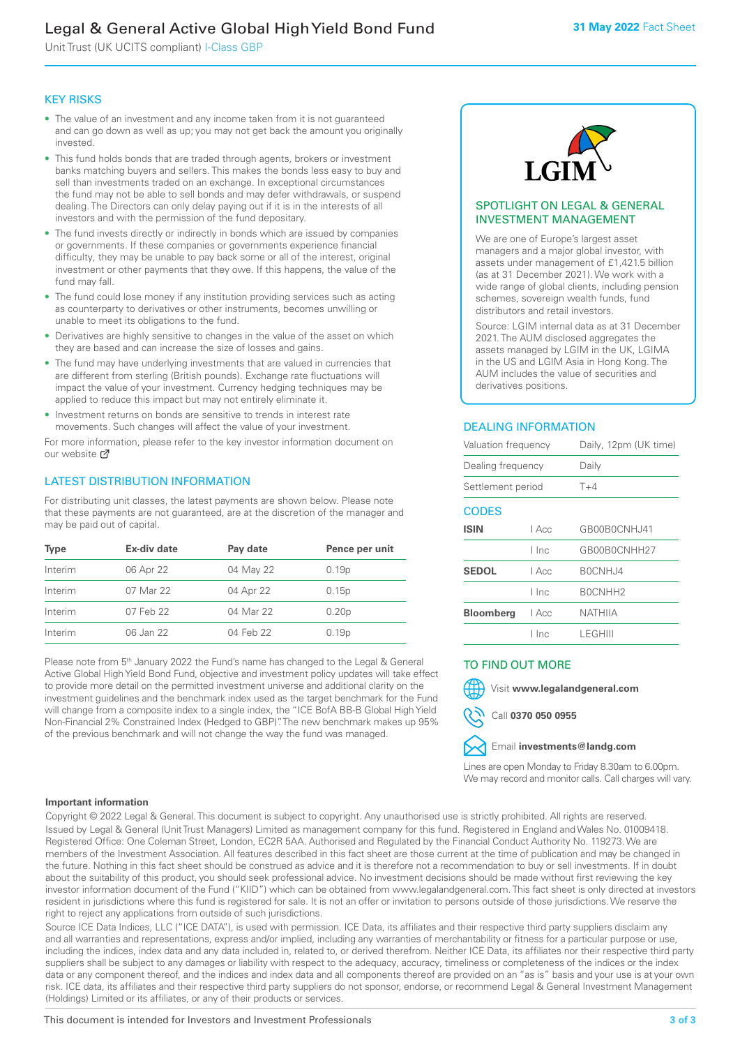# Legal & General Active Global High Yield Bond Fund

Unit Trust (UK UCITS compliant) I-Class GBP

**31 May 2022** Fact Sheet

## KEY RISKS

- The value of an investment and any income taken from it is not guaranteed and can go down as well as up; you may not get back the amount you originally invested.
- This fund holds bonds that are traded through agents, brokers or investment banks matching buyers and sellers. This makes the bonds less easy to buy and sell than investments traded on an exchange. In exceptional circumstances the fund may not be able to sell bonds and may defer withdrawals, or suspend dealing. The Directors can only delay paying out if it is in the interests of all investors and with the permission of the fund depositary.
- The fund invests directly or indirectly in bonds which are issued by companies or governments. If these companies or governments experience financial difficulty, they may be unable to pay back some or all of the interest, original investment or other payments that they owe. If this happens, the value of the fund may fall.
- The fund could lose money if any institution providing services such as acting as counterparty to derivatives or other instruments, becomes unwilling or unable to meet its obligations to the fund.
- Derivatives are highly sensitive to changes in the value of the asset on which they are based and can increase the size of losses and gains.
- The fund may have underlying investments that are valued in currencies that are different from sterling (British pounds). Exchange rate fluctuations will impact the value of your investment. Currency hedging techniques may be applied to reduce this impact but may not entirely eliminate it.
- Investment returns on bonds are sensitive to trends in interest rate movements. Such changes will affect the value of your investment.

For more information, please refer to the key investor information document on our website

## LATEST DISTRIBUTION INFORMATION

For distributing unit classes, the latest payments are shown below. Please note that these payments are not guaranteed, are at the discretion of the manager and may be paid out of capital.

| Type | Ex-div date | Pay date | Pence per unit |
|---|---|---|---|
| Interim | 06 Apr 22 | 04 May 22 | 0.19p |
| Interim | 07 Mar 22 | 04 Apr 22 | 0.15p |
| Interim | 07 Feb 22 | 04 Mar 22 | 0.20p |
| Interim | 06 Jan 22 | 04 Feb 22 | 0.19p |

Please note from 5th January 2022 the Fund's name has changed to the Legal & General Active Global High Yield Bond Fund, objective and investment policy updates will take effect to provide more detail on the permitted investment universe and additional clarity on the investment guidelines and the benchmark index used as the target benchmark for the Fund will change from a composite index to a single index, the "ICE BofA BB-B Global High Yield Non-Financial 2% Constrained Index (Hedged to GBP)". The new benchmark makes up 95% of the previous benchmark and will not change the way the fund was managed.

## SPOTLIGHT ON LEGAL & GENERAL INVESTMENT MANAGEMENT

We are one of Europe's largest asset managers and a major global investor, with assets under management of £1,421.5 billion (as at 31 December 2021). We work with a wide range of global clients, including pension schemes, sovereign wealth funds, fund distributors and retail investors.

Source: LGIM internal data as at 31 December 2021. The AUM disclosed aggregates the assets managed by LGIM in the UK, LGIMA in the US and LGIM Asia in Hong Kong. The AUM includes the value of securities and derivatives positions.

## DEALING INFORMATION

| | |
|---|---|
| Valuation frequency | Daily, 12pm (UK time) |
| Dealing frequency | Daily |
| Settlement period | T+4 |

## CODES

| | | |
|---|---|---|
| **ISIN** | I Acc | GB00B0CNHJ41 |
| | I Inc | GB00B0CNHH27 |
| **SEDOL** | I Acc | B0CNHJ4 |
| | I Inc | B0CNHH2 |
| **Bloomberg** | I Acc | NATHIIA |
| | I Inc | LEGHIII |

## TO FIND OUT MORE

Visit **www.legalandgeneral.com**

Call **0370 050 0955**

Email **investments@landg.com**

Lines are open Monday to Friday 8.30am to 6.00pm. We may record and monitor calls. Call charges will vary.

**Important information**

Copyright © 2022 Legal & General. This document is subject to copyright. Any unauthorised use is strictly prohibited. All rights are reserved. Issued by Legal & General (Unit Trust Managers) Limited as management company for this fund. Registered in England and Wales No. 01009418. Registered Office: One Coleman Street, London, EC2R 5AA. Authorised and Regulated by the Financial Conduct Authority No. 119273. We are members of the Investment Association. All features described in this fact sheet are those current at the time of publication and may be changed in the future. Nothing in this fact sheet should be construed as advice and it is therefore not a recommendation to buy or sell investments. If in doubt about the suitability of this product, you should seek professional advice. No investment decisions should be made without first reviewing the key investor information document of the Fund ("KIID") which can be obtained from www.legalandgeneral.com. This fact sheet is only directed at investors resident in jurisdictions where this fund is registered for sale. It is not an offer or invitation to persons outside of those jurisdictions. We reserve the right to reject any applications from outside of such jurisdictions.

Source ICE Data Indices, LLC ("ICE DATA"), is used with permission. ICE Data, its affiliates and their respective third party suppliers disclaim any and all warranties and representations, express and/or implied, including any warranties of merchantability or fitness for a particular purpose or use, including the indices, index data and any data included in, related to, or derived therefrom. Neither ICE Data, its affiliates nor their respective third party suppliers shall be subject to any damages or liability with respect to the adequacy, accuracy, timeliness or completeness of the indices or the index data or any component thereof, and the indices and index data and all components thereof are provided on an "as is" basis and your use is at your own risk. ICE data, its affiliates and their respective third party suppliers do not sponsor, endorse, or recommend Legal & General Investment Management (Holdings) Limited or its affiliates, or any of their products or services.

This document is intended for Investors and Investment Professionals